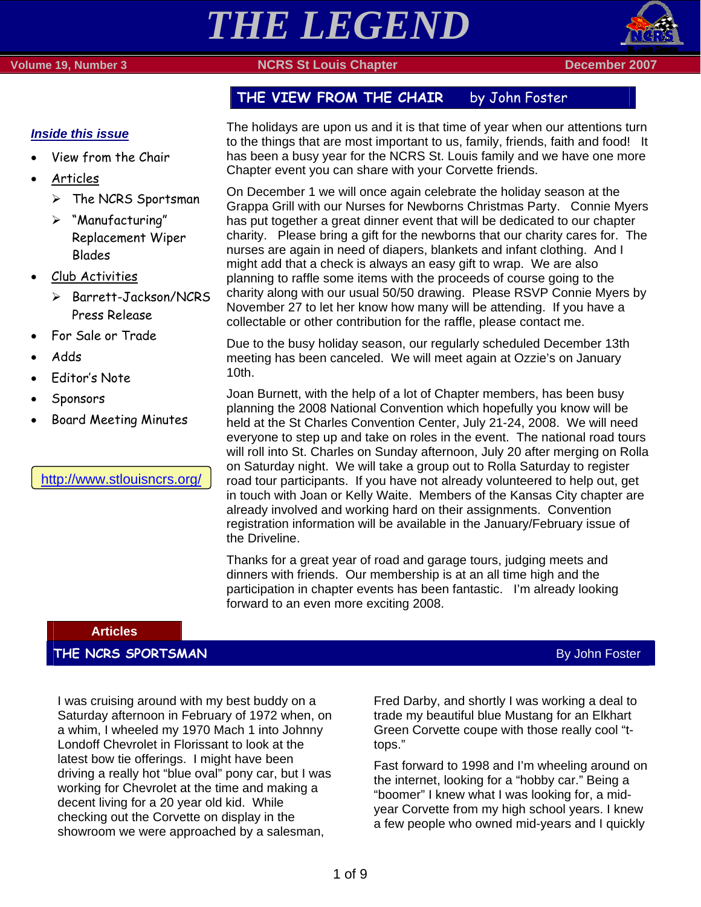# THE LEGEND

Volume 19, Number 3 — NCRS St Louis Chapter — December 2007

***Inside this issue***

- View from the Chair
- Articles
  - The NCRS Sportsman
  - "Manufacturing" Replacement Wiper Blades
- Club Activities
  - Barrett-Jackson/NCRS Press Release
- For Sale or Trade
- Adds
- Editor's Note
- Sponsors
- Board Meeting Minutes

http://www.stlouisncrs.org/

## THE VIEW FROM THE CHAIR by John Foster

The holidays are upon us and it is that time of year when our attentions turn to the things that are most important to us, family, friends, faith and food! It has been a busy year for the NCRS St. Louis family and we have one more Chapter event you can share with your Corvette friends.

On December 1 we will once again celebrate the holiday season at the Grappa Grill with our Nurses for Newborns Christmas Party. Connie Myers has put together a great dinner event that will be dedicated to our chapter charity. Please bring a gift for the newborns that our charity cares for. The nurses are again in need of diapers, blankets and infant clothing. And I might add that a check is always an easy gift to wrap. We are also planning to raffle some items with the proceeds of course going to the charity along with our usual 50/50 drawing. Please RSVP Connie Myers by November 27 to let her know how many will be attending. If you have a collectable or other contribution for the raffle, please contact me.

Due to the busy holiday season, our regularly scheduled December 13th meeting has been canceled. We will meet again at Ozzie's on January 10th.

Joan Burnett, with the help of a lot of Chapter members, has been busy planning the 2008 National Convention which hopefully you know will be held at the St Charles Convention Center, July 21-24, 2008. We will need everyone to step up and take on roles in the event. The national road tours will roll into St. Charles on Sunday afternoon, July 20 after merging on Rolla on Saturday night. We will take a group out to Rolla Saturday to register road tour participants. If you have not already volunteered to help out, get in touch with Joan or Kelly Waite. Members of the Kansas City chapter are already involved and working hard on their assignments. Convention registration information will be available in the January/February issue of the Driveline.

Thanks for a great year of road and garage tours, judging meets and dinners with friends. Our membership is at an all time high and the participation in chapter events has been fantastic. I'm already looking forward to an even more exciting 2008.

## Articles

### THE NCRS SPORTSMAN — By John Foster

I was cruising around with my best buddy on a Saturday afternoon in February of 1972 when, on a whim, I wheeled my 1970 Mach 1 into Johnny Londoff Chevrolet in Florissant to look at the latest bow tie offerings. I might have been driving a really hot "blue oval" pony car, but I was working for Chevrolet at the time and making a decent living for a 20 year old kid. While checking out the Corvette on display in the showroom we were approached by a salesman, Fred Darby, and shortly I was working a deal to trade my beautiful blue Mustang for an Elkhart Green Corvette coupe with those really cool "t-tops."

Fast forward to 1998 and I'm wheeling around on the internet, looking for a "hobby car." Being a "boomer" I knew what I was looking for, a mid-year Corvette from my high school years. I knew a few people who owned mid-years and I quickly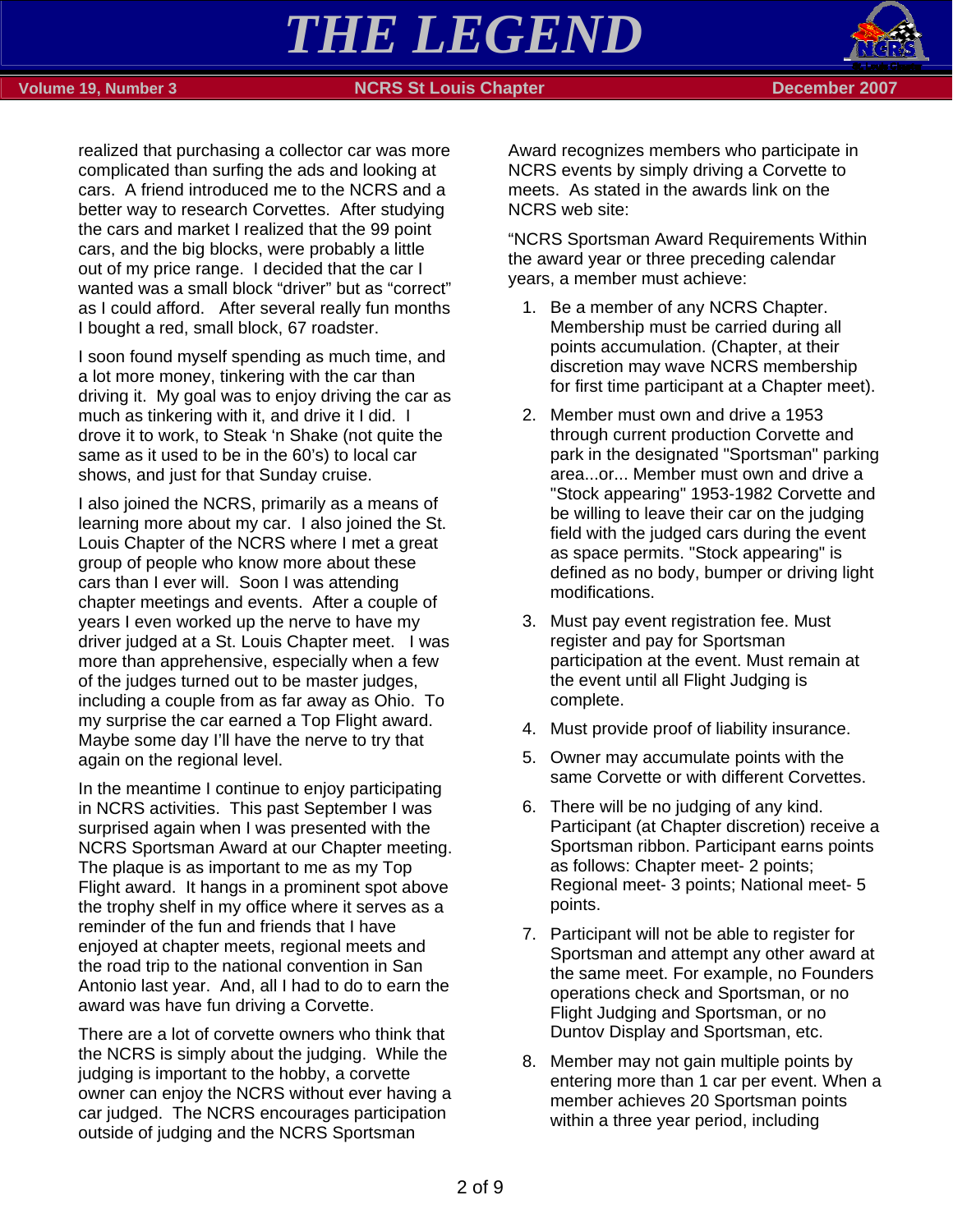realized that purchasing a collector car was more complicated than surfing the ads and looking at cars. A friend introduced me to the NCRS and a better way to research Corvettes. After studying the cars and market I realized that the 99 point cars, and the big blocks, were probably a little out of my price range. I decided that the car I wanted was a small block "driver" but as "correct" as I could afford. After several really fun months I bought a red, small block, 67 roadster.

I soon found myself spending as much time, and a lot more money, tinkering with the car than driving it. My goal was to enjoy driving the car as much as tinkering with it, and drive it I did. I drove it to work, to Steak 'n Shake (not quite the same as it used to be in the 60's) to local car shows, and just for that Sunday cruise.

I also joined the NCRS, primarily as a means of learning more about my car. I also joined the St. Louis Chapter of the NCRS where I met a great group of people who know more about these cars than I ever will. Soon I was attending chapter meetings and events. After a couple of years I even worked up the nerve to have my driver judged at a St. Louis Chapter meet. I was more than apprehensive, especially when a few of the judges turned out to be master judges, including a couple from as far away as Ohio. To my surprise the car earned a Top Flight award. Maybe some day I'll have the nerve to try that again on the regional level.

In the meantime I continue to enjoy participating in NCRS activities. This past September I was surprised again when I was presented with the NCRS Sportsman Award at our Chapter meeting. The plaque is as important to me as my Top Flight award. It hangs in a prominent spot above the trophy shelf in my office where it serves as a reminder of the fun and friends that I have enjoyed at chapter meets, regional meets and the road trip to the national convention in San Antonio last year. And, all I had to do to earn the award was have fun driving a Corvette.

There are a lot of corvette owners who think that the NCRS is simply about the judging. While the judging is important to the hobby, a corvette owner can enjoy the NCRS without ever having a car judged. The NCRS encourages participation outside of judging and the NCRS Sportsman Award recognizes members who participate in NCRS events by simply driving a Corvette to meets. As stated in the awards link on the NCRS web site:

"NCRS Sportsman Award Requirements Within the award year or three preceding calendar years, a member must achieve:

1. Be a member of any NCRS Chapter. Membership must be carried during all points accumulation. (Chapter, at their discretion may wave NCRS membership for first time participant at a Chapter meet).
2. Member must own and drive a 1953 through current production Corvette and park in the designated "Sportsman" parking area...or... Member must own and drive a "Stock appearing" 1953-1982 Corvette and be willing to leave their car on the judging field with the judged cars during the event as space permits. "Stock appearing" is defined as no body, bumper or driving light modifications.
3. Must pay event registration fee. Must register and pay for Sportsman participation at the event. Must remain at the event until all Flight Judging is complete.
4. Must provide proof of liability insurance.
5. Owner may accumulate points with the same Corvette or with different Corvettes.
6. There will be no judging of any kind. Participant (at Chapter discretion) receive a Sportsman ribbon. Participant earns points as follows: Chapter meet- 2 points; Regional meet- 3 points; National meet- 5 points.
7. Participant will not be able to register for Sportsman and attempt any other award at the same meet. For example, no Founders operations check and Sportsman, or no Flight Judging and Sportsman, or no Duntov Display and Sportsman, etc.
8. Member may not gain multiple points by entering more than 1 car per event. When a member achieves 20 Sportsman points within a three year period, including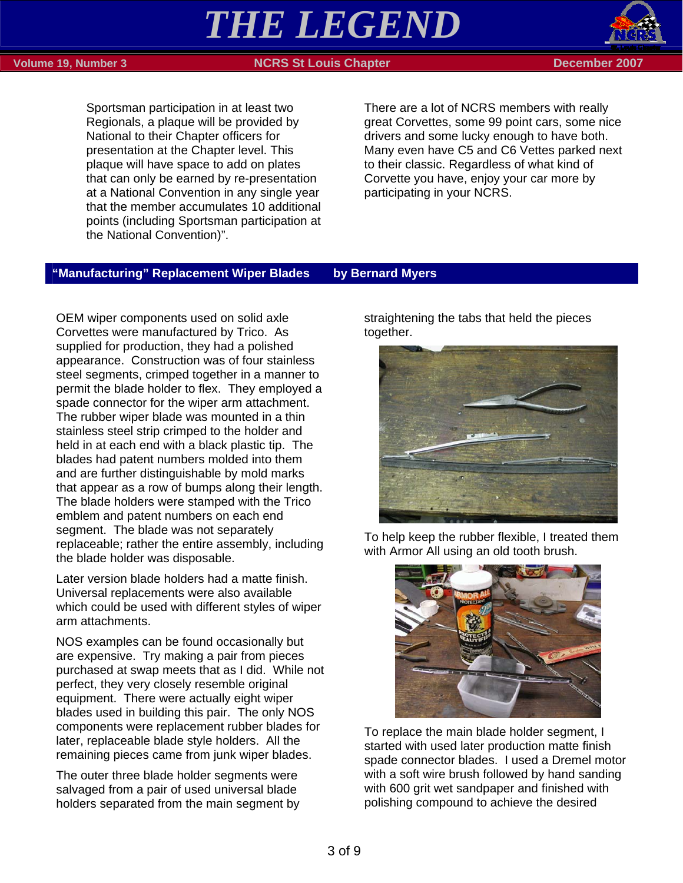Sportsman participation in at least two Regionals, a plaque will be provided by National to their Chapter officers for presentation at the Chapter level. This plaque will have space to add on plates that can only be earned by re-presentation at a National Convention in any single year that the member accumulates 10 additional points (including Sportsman participation at the National Convention)".

There are a lot of NCRS members with really great Corvettes, some 99 point cars, some nice drivers and some lucky enough to have both. Many even have C5 and C6 Vettes parked next to their classic. Regardless of what kind of Corvette you have, enjoy your car more by participating in your NCRS.

## "Manufacturing" Replacement Wiper Blades    by Bernard Myers

OEM wiper components used on solid axle Corvettes were manufactured by Trico. As supplied for production, they had a polished appearance. Construction was of four stainless steel segments, crimped together in a manner to permit the blade holder to flex. They employed a spade connector for the wiper arm attachment. The rubber wiper blade was mounted in a thin stainless steel strip crimped to the holder and held in at each end with a black plastic tip. The blades had patent numbers molded into them and are further distinguishable by mold marks that appear as a row of bumps along their length. The blade holders were stamped with the Trico emblem and patent numbers on each end segment. The blade was not separately replaceable; rather the entire assembly, including the blade holder was disposable.

Later version blade holders had a matte finish. Universal replacements were also available which could be used with different styles of wiper arm attachments.

NOS examples can be found occasionally but are expensive. Try making a pair from pieces purchased at swap meets that as I did. While not perfect, they very closely resemble original equipment. There were actually eight wiper blades used in building this pair. The only NOS components were replacement rubber blades for later, replaceable blade style holders. All the remaining pieces came from junk wiper blades.

The outer three blade holder segments were salvaged from a pair of used universal blade holders separated from the main segment by straightening the tabs that held the pieces together.

To help keep the rubber flexible, I treated them with Armor All using an old tooth brush.

To replace the main blade holder segment, I started with used later production matte finish spade connector blades. I used a Dremel motor with a soft wire brush followed by hand sanding with 600 grit wet sandpaper and finished with polishing compound to achieve the desired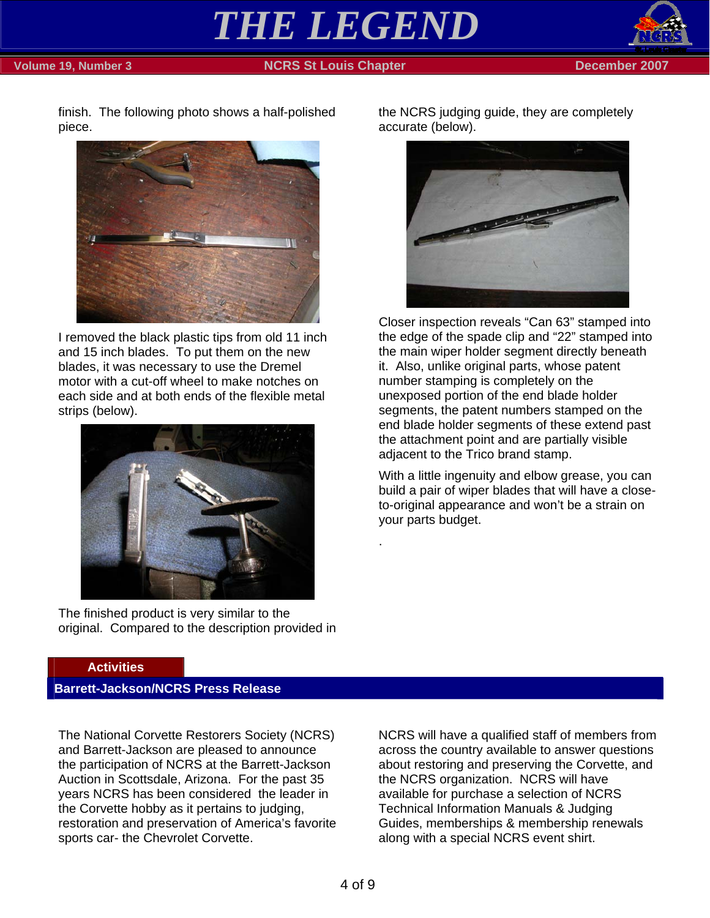finish. The following photo shows a half-polished piece.

I removed the black plastic tips from old 11 inch and 15 inch blades. To put them on the new blades, it was necessary to use the Dremel motor with a cut-off wheel to make notches on each side and at both ends of the flexible metal strips (below).

The finished product is very similar to the original. Compared to the description provided in the NCRS judging guide, they are completely accurate (below).

Closer inspection reveals "Can 63" stamped into the edge of the spade clip and "22" stamped into the main wiper holder segment directly beneath it. Also, unlike original parts, whose patent number stamping is completely on the unexposed portion of the end blade holder segments, the patent numbers stamped on the end blade holder segments of these extend past the attachment point and are partially visible adjacent to the Trico brand stamp.

With a little ingenuity and elbow grease, you can build a pair of wiper blades that will have a close-to-original appearance and won't be a strain on your parts budget.

## Activities

### Barrett-Jackson/NCRS Press Release

The National Corvette Restorers Society (NCRS) and Barrett-Jackson are pleased to announce the participation of NCRS at the Barrett-Jackson Auction in Scottsdale, Arizona. For the past 35 years NCRS has been considered the leader in the Corvette hobby as it pertains to judging, restoration and preservation of America's favorite sports car- the Chevrolet Corvette.

NCRS will have a qualified staff of members from across the country available to answer questions about restoring and preserving the Corvette, and the NCRS organization. NCRS will have available for purchase a selection of NCRS Technical Information Manuals & Judging Guides, memberships & membership renewals along with a special NCRS event shirt.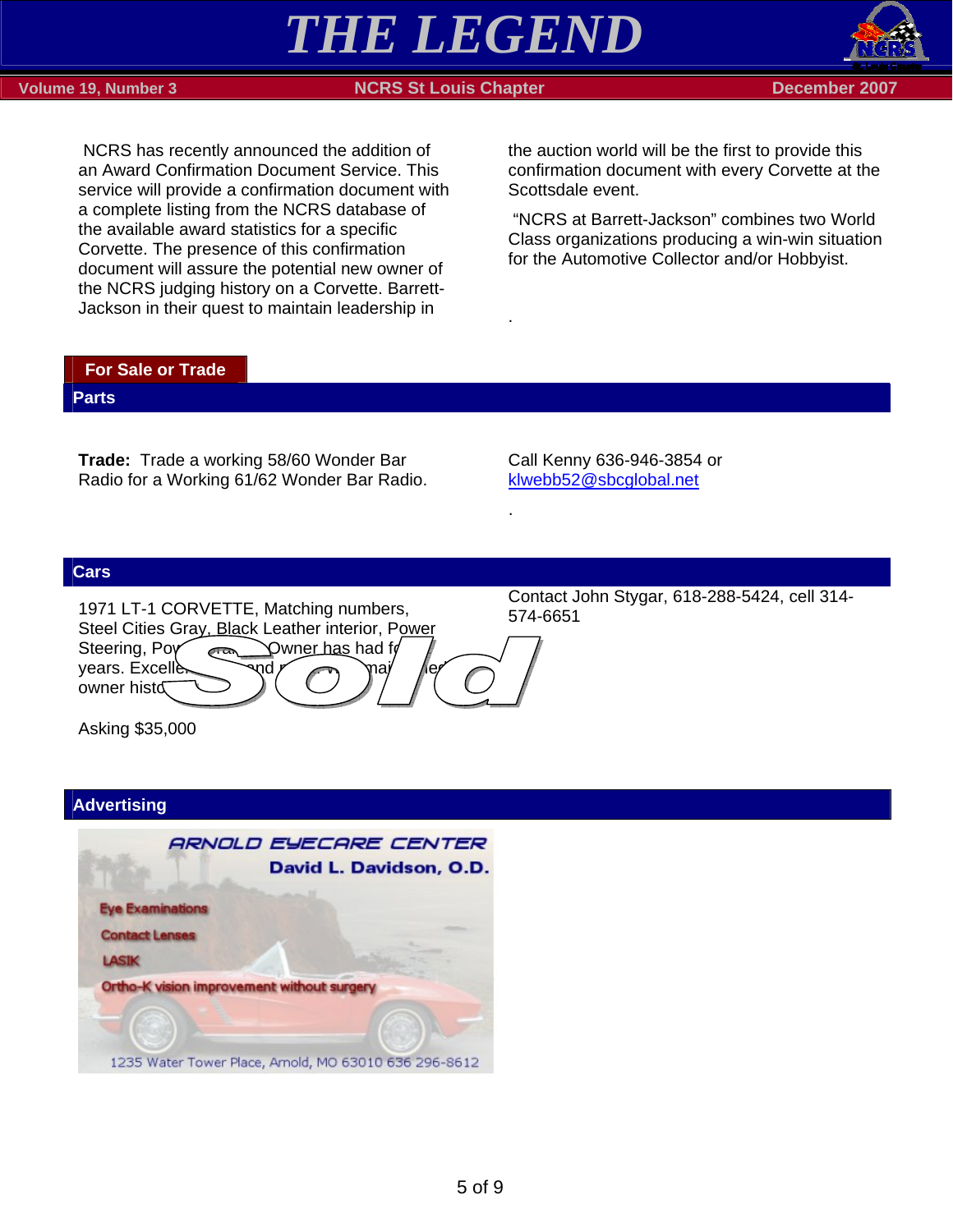NCRS has recently announced the addition of an Award Confirmation Document Service. This service will provide a confirmation document with a complete listing from the NCRS database of the available award statistics for a specific Corvette. The presence of this confirmation document will assure the potential new owner of the NCRS judging history on a Corvette. Barrett-Jackson in their quest to maintain leadership in the auction world will be the first to provide this confirmation document with every Corvette at the Scottsdale event.

"NCRS at Barrett-Jackson" combines two World Class organizations producing a win-win situation for the Automotive Collector and/or Hobbyist.

## For Sale or Trade

### Parts

**Trade:** Trade a working 58/60 Wonder Bar Radio for a Working 61/62 Wonder Bar Radio.

Call Kenny 636-946-3854 or klwebb52@sbcglobal.net

### Cars

1971 LT-1 CORVETTE, Matching numbers, Steel Cities Gray, Black Leather interior, Power Steering, Pow... Owner has had fo... years. Excelle... and ... mai... ner owner histo...

**Sold**

Asking $35,000

Contact John Stygar, 618-288-5424, cell 314-574-6651

### Advertising

ARNOLD EYECARE CENTER

David L. Davidson, O.D.

Eye Examinations

Contact Lenses

LASIK

Ortho-K vision improvement without surgery

1235 Water Tower Place, Arnold, MO 63010 636 296-8612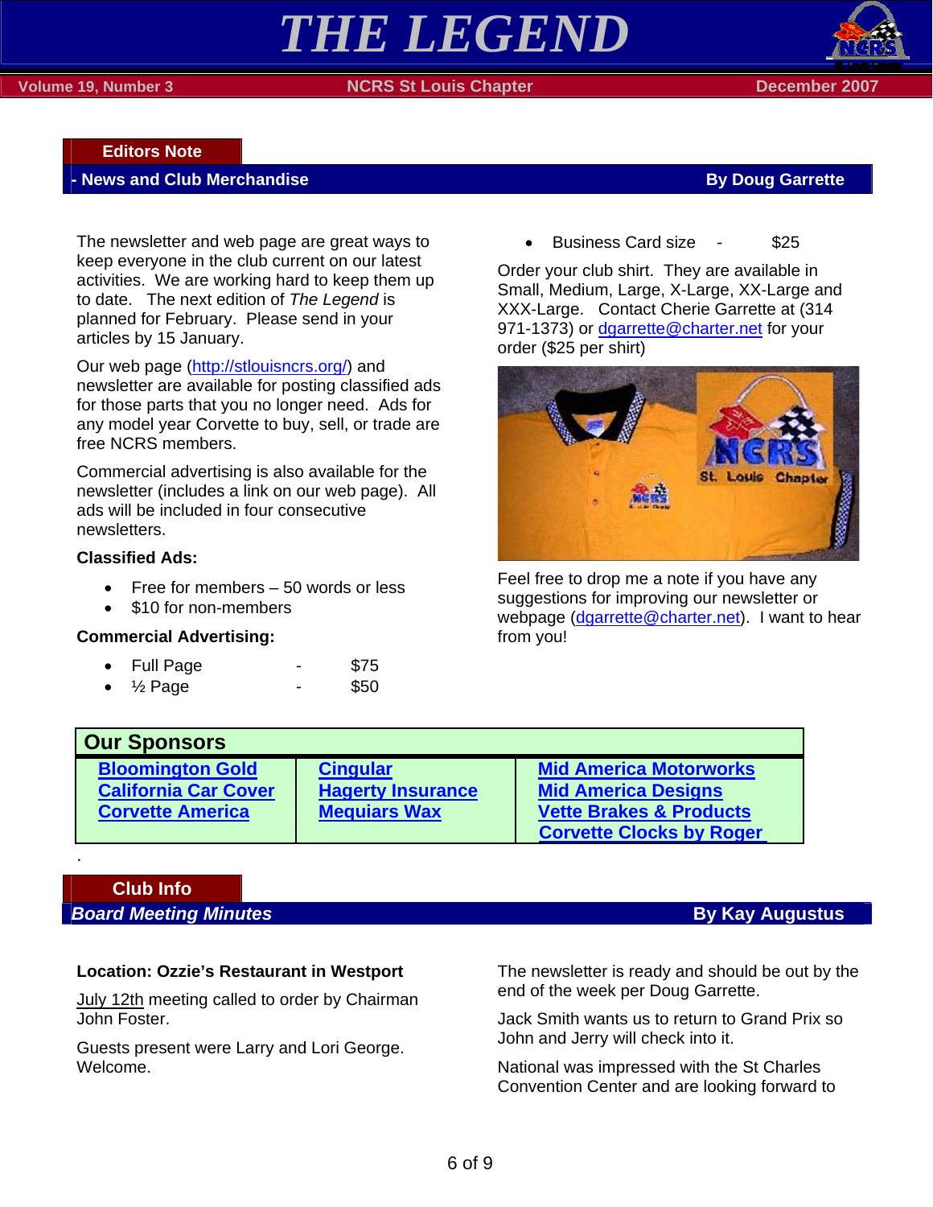## Editors Note

**- News and Club Merchandise** **By Doug Garrette**

The newsletter and web page are great ways to keep everyone in the club current on our latest activities. We are working hard to keep them up to date. The next edition of *The Legend* is planned for February. Please send in your articles by 15 January.

Our web page (http://stlouisncrs.org/) and newsletter are available for posting classified ads for those parts that you no longer need. Ads for any model year Corvette to buy, sell, or trade are free NCRS members.

Commercial advertising is also available for the newsletter (includes a link on our web page). All ads will be included in four consecutive newsletters.

**Classified Ads:**

- Free for members – 50 words or less
- $10 for non-members

**Commercial Advertising:**

- Full Page - $75
- ½ Page - $50
- Business Card size - $25

Order your club shirt. They are available in Small, Medium, Large, X-Large, XX-Large and XXX-Large. Contact Cherie Garrette at (314 971-1373) or dgarrette@charter.net for your order ($25 per shirt)

Feel free to drop me a note if you have any suggestions for improving our newsletter or webpage (dgarrette@charter.net). I want to hear from you!

| Our Sponsors | | |
|---|---|---|
| Bloomington Gold | Cingular | Mid America Motorworks |
| California Car Cover | Hagerty Insurance | Mid America Designs |
| Corvette America | Mequiars Wax | Vette Brakes & Products |
| | | Corvette Clocks by Roger |

.

## Club Info

***Board Meeting Minutes*** **By Kay Augustus**

**Location: Ozzie's Restaurant in Westport**

July 12th meeting called to order by Chairman John Foster.

Guests present were Larry and Lori George. Welcome.

The newsletter is ready and should be out by the end of the week per Doug Garrette.

Jack Smith wants us to return to Grand Prix so John and Jerry will check into it.

National was impressed with the St Charles Convention Center and are looking forward to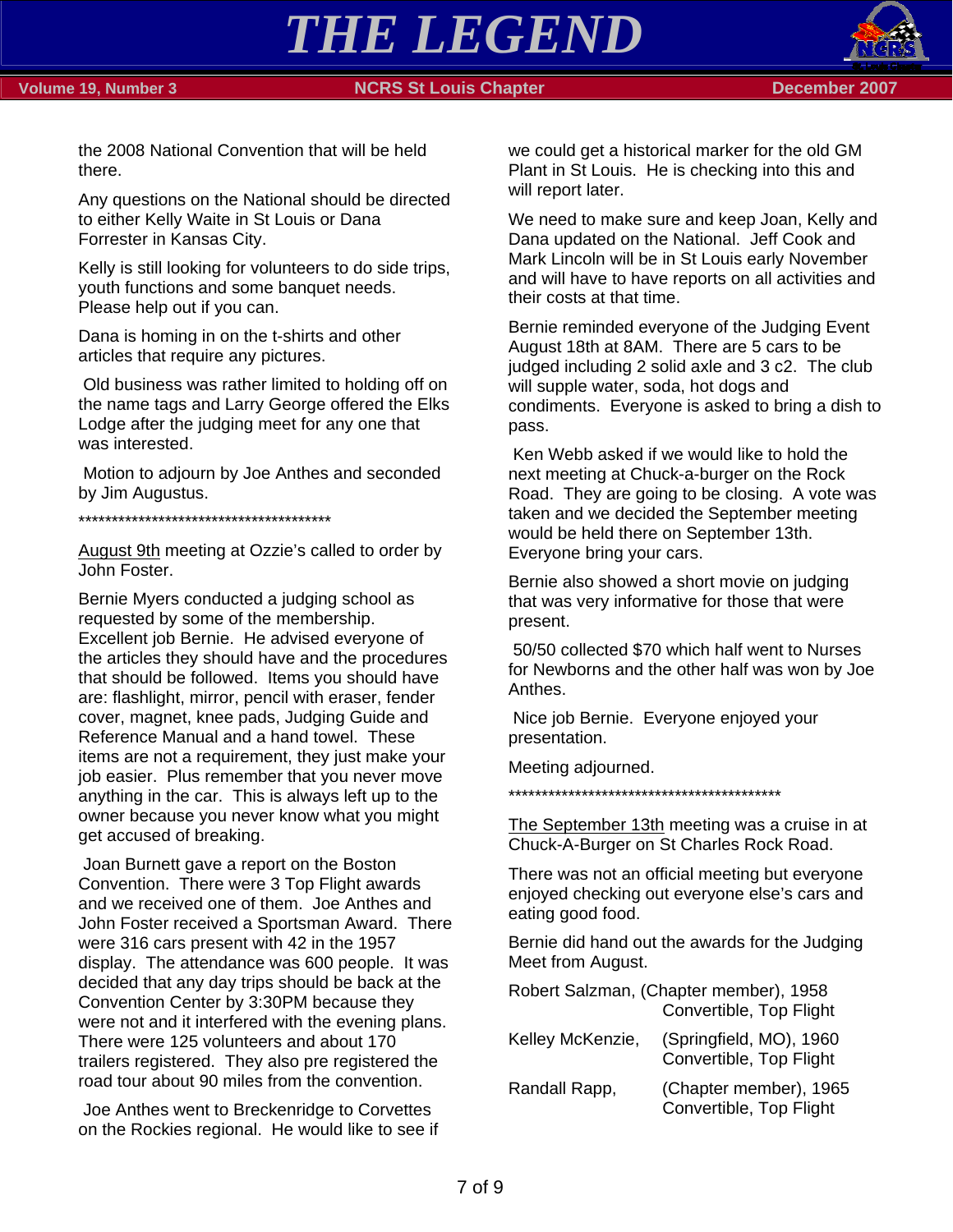the 2008 National Convention that will be held there.

Any questions on the National should be directed to either Kelly Waite in St Louis or Dana Forrester in Kansas City.

Kelly is still looking for volunteers to do side trips, youth functions and some banquet needs. Please help out if you can.

Dana is homing in on the t-shirts and other articles that require any pictures.

Old business was rather limited to holding off on the name tags and Larry George offered the Elks Lodge after the judging meet for any one that was interested.

Motion to adjourn by Joe Anthes and seconded by Jim Augustus.

****************************************

<u>August 9th</u> meeting at Ozzie's called to order by John Foster.

Bernie Myers conducted a judging school as requested by some of the membership. Excellent job Bernie. He advised everyone of the articles they should have and the procedures that should be followed. Items you should have are: flashlight, mirror, pencil with eraser, fender cover, magnet, knee pads, Judging Guide and Reference Manual and a hand towel. These items are not a requirement, they just make your job easier. Plus remember that you never move anything in the car. This is always left up to the owner because you never know what you might get accused of breaking.

Joan Burnett gave a report on the Boston Convention. There were 3 Top Flight awards and we received one of them. Joe Anthes and John Foster received a Sportsman Award. There were 316 cars present with 42 in the 1957 display. The attendance was 600 people. It was decided that any day trips should be back at the Convention Center by 3:30PM because they were not and it interfered with the evening plans. There were 125 volunteers and about 170 trailers registered. They also pre registered the road tour about 90 miles from the convention.

Joe Anthes went to Breckenridge to Corvettes on the Rockies regional. He would like to see if we could get a historical marker for the old GM Plant in St Louis. He is checking into this and will report later.

We need to make sure and keep Joan, Kelly and Dana updated on the National. Jeff Cook and Mark Lincoln will be in St Louis early November and will have to have reports on all activities and their costs at that time.

Bernie reminded everyone of the Judging Event August 18th at 8AM. There are 5 cars to be judged including 2 solid axle and 3 c2. The club will supple water, soda, hot dogs and condiments. Everyone is asked to bring a dish to pass.

Ken Webb asked if we would like to hold the next meeting at Chuck-a-burger on the Rock Road. They are going to be closing. A vote was taken and we decided the September meeting would be held there on September 13th. Everyone bring your cars.

Bernie also showed a short movie on judging that was very informative for those that were present.

50/50 collected $70 which half went to Nurses for Newborns and the other half was won by Joe Anthes.

Nice job Bernie. Everyone enjoyed your presentation.

Meeting adjourned.

********************************************

<u>The September 13th</u> meeting was a cruise in at Chuck-A-Burger on St Charles Rock Road.

There was not an official meeting but everyone enjoyed checking out everyone else's cars and eating good food.

Bernie did hand out the awards for the Judging Meet from August.

Robert Salzman, (Chapter member), 1958 Convertible, Top Flight

Kelley McKenzie, (Springfield, MO), 1960 Convertible, Top Flight

Randall Rapp, (Chapter member), 1965 Convertible, Top Flight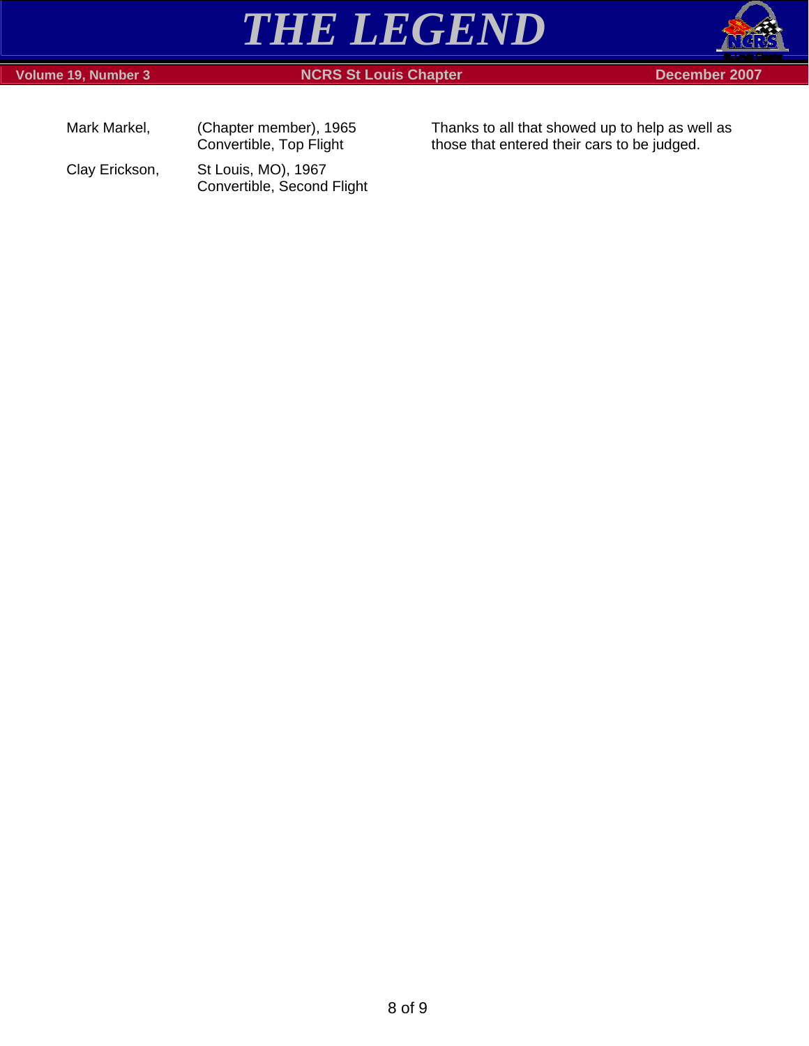| | |
|---|---|
| Mark Markel, | (Chapter member), 1965 Convertible, Top Flight |
| Clay Erickson, | St Louis, MO), 1967 Convertible, Second Flight |

Thanks to all that showed up to help as well as those that entered their cars to be judged.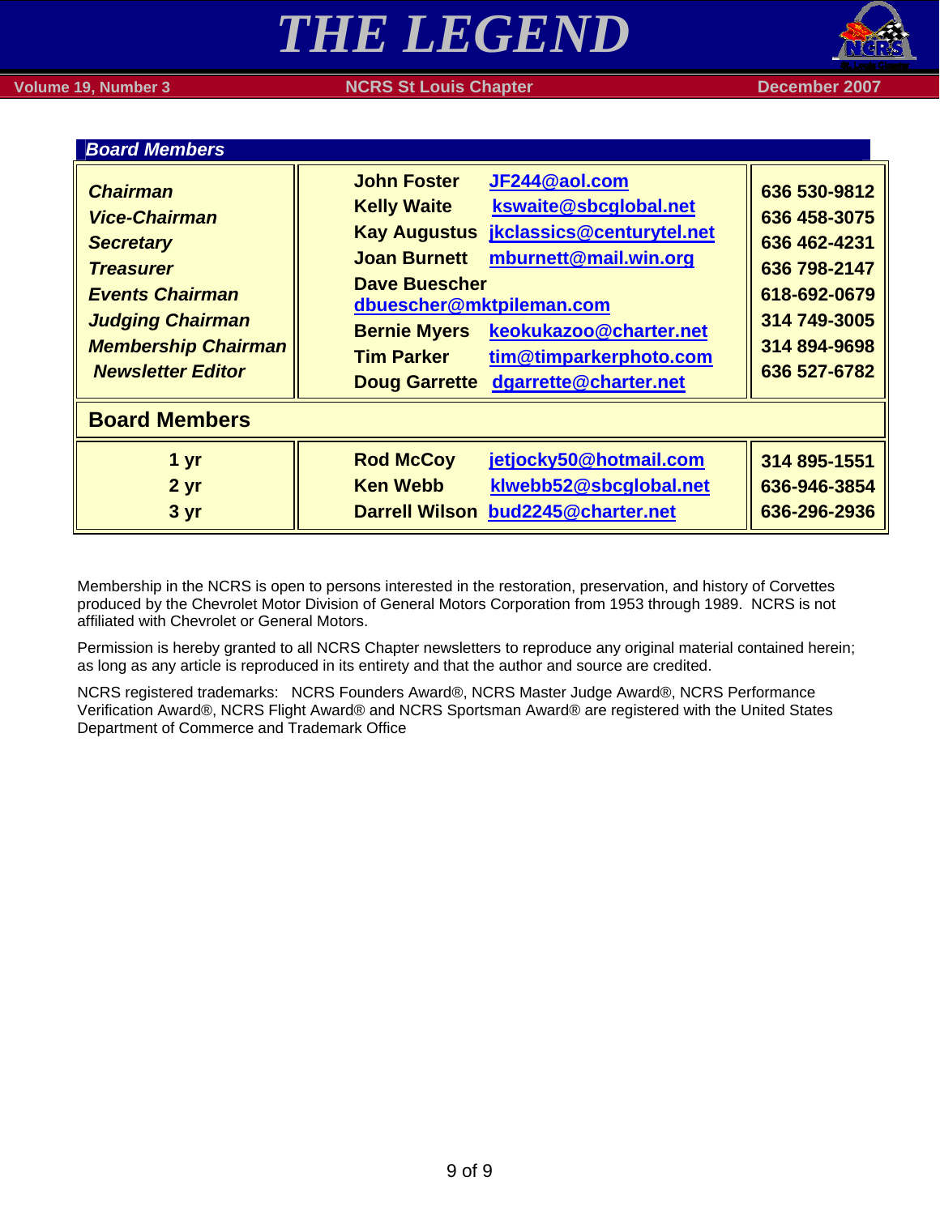## *Board Members*

| | | | |
|---|---|---|---|
| ***Chairman*** | **John Foster** | **JF244@aol.com** | **636 530-9812** |
| ***Vice-Chairman*** | **Kelly Waite** | **kswaite@sbcglobal.net** | **636 458-3075** |
| ***Secretary*** | **Kay Augustus** | **jkclassics@centurytel.net** | **636 462-4231** |
| ***Treasurer*** | **Joan Burnett** | **mburnett@mail.win.org** | **636 798-2147** |
| ***Events Chairman*** | **Dave Buescher** | **dbuescher@mktpileman.com** | **618-692-0679** |
| ***Judging Chairman*** | **Bernie Myers** | **keokukazoo@charter.net** | **314 749-3005** |
| ***Membership Chairman*** | **Tim Parker** | **tim@timparkerphoto.com** | **314 894-9698** |
| ***Newsletter Editor*** | **Doug Garrette** | **dgarrette@charter.net** | **636 527-6782** |

## Board Members

| | | | |
|---|---|---|---|
| **1 yr** | **Rod McCoy** | **jetjocky50@hotmail.com** | **314 895-1551** |
| **2 yr** | **Ken Webb** | **klwebb52@sbcglobal.net** | **636-946-3854** |
| **3 yr** | **Darrell Wilson** | **bud2245@charter.net** | **636-296-2936** |

Membership in the NCRS is open to persons interested in the restoration, preservation, and history of Corvettes produced by the Chevrolet Motor Division of General Motors Corporation from 1953 through 1989. NCRS is not affiliated with Chevrolet or General Motors.

Permission is hereby granted to all NCRS Chapter newsletters to reproduce any original material contained herein; as long as any article is reproduced in its entirety and that the author and source are credited.

NCRS registered trademarks: NCRS Founders Award®, NCRS Master Judge Award®, NCRS Performance Verification Award®, NCRS Flight Award® and NCRS Sportsman Award® are registered with the United States Department of Commerce and Trademark Office